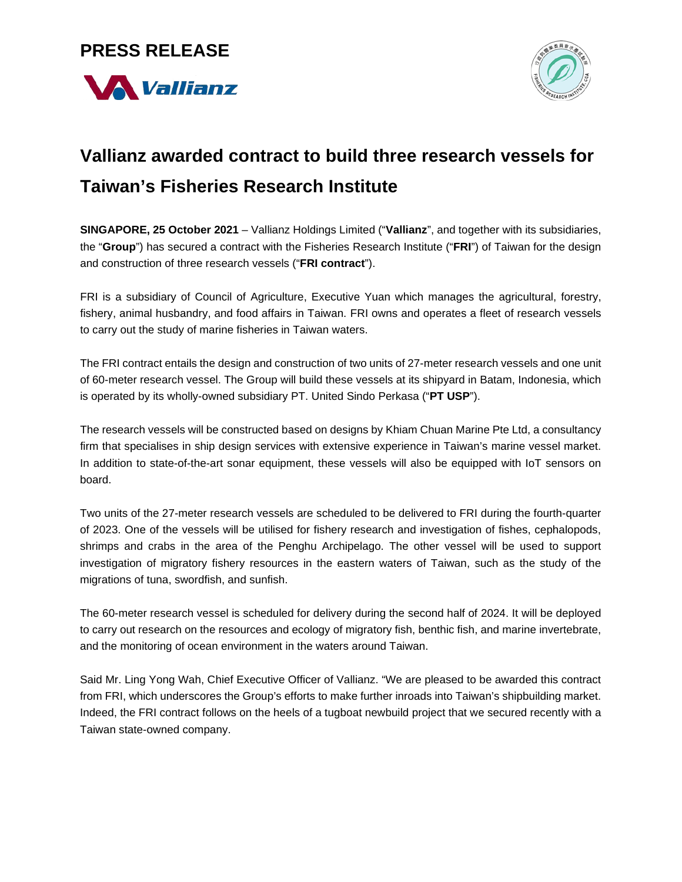**PRESS RELEASE**

# Vallianz awarded contract to build three research vessels for Taiwan's Fisheries Research Institute

**SINGAPORE, 25 October 2021** – Vallianz Holdings Limited ("**Vallianz**", and together with its subsidiaries, the "**Group**") has secured a contract with the Fisheries Research Institute ("**FRI**") of Taiwan for the design and construction of three research vessels ("**FRI contract**").

FRI is a subsidiary of Council of Agriculture, Executive Yuan which manages the agricultural, forestry, fishery, animal husbandry, and food affairs in Taiwan. FRI owns and operates a fleet of research vessels to carry out the study of marine fisheries in Taiwan waters.

The FRI contract entails the design and construction of two units of 27-meter research vessels and one unit of 60-meter research vessel. The Group will build these vessels at its shipyard in Batam, Indonesia, which is operated by its wholly-owned subsidiary PT. United Sindo Perkasa ("**PT USP**").

The research vessels will be constructed based on designs by Khiam Chuan Marine Pte Ltd, a consultancy firm that specialises in ship design services with extensive experience in Taiwan's marine vessel market. In addition to state-of-the-art sonar equipment, these vessels will also be equipped with IoT sensors on board.

Two units of the 27-meter research vessels are scheduled to be delivered to FRI during the fourth-quarter of 2023. One of the vessels will be utilised for fishery research and investigation of fishes, cephalopods, shrimps and crabs in the area of the Penghu Archipelago. The other vessel will be used to support investigation of migratory fishery resources in the eastern waters of Taiwan, such as the study of the migrations of tuna, swordfish, and sunfish.

The 60-meter research vessel is scheduled for delivery during the second half of 2024. It will be deployed to carry out research on the resources and ecology of migratory fish, benthic fish, and marine invertebrate, and the monitoring of ocean environment in the waters around Taiwan.

Said Mr. Ling Yong Wah, Chief Executive Officer of Vallianz. "We are pleased to be awarded this contract from FRI, which underscores the Group's efforts to make further inroads into Taiwan's shipbuilding market. Indeed, the FRI contract follows on the heels of a tugboat newbuild project that we secured recently with a Taiwan state-owned company.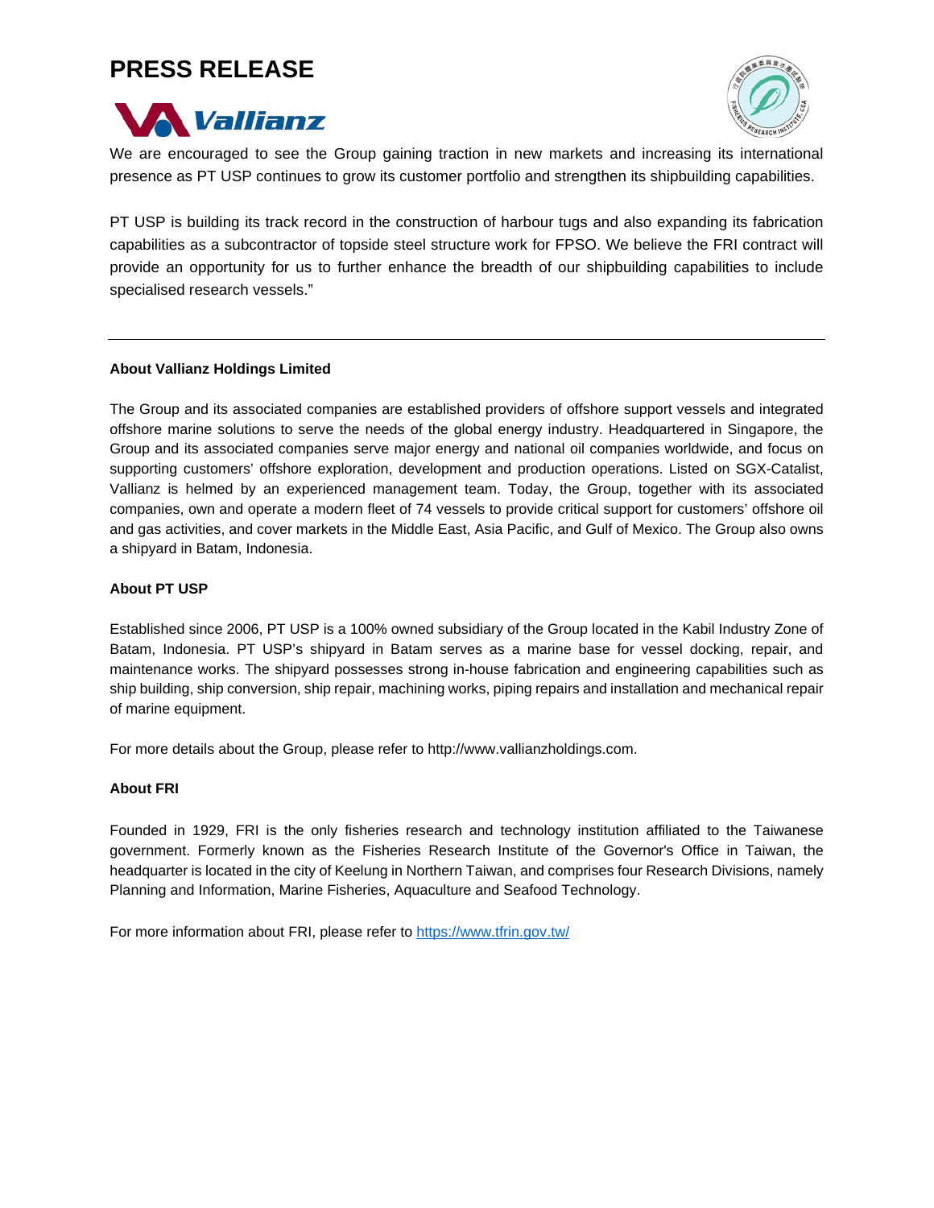We are encouraged to see the Group gaining traction in new markets and increasing its international presence as PT USP continues to grow its customer portfolio and strengthen its shipbuilding capabilities.

PT USP is building its track record in the construction of harbour tugs and also expanding its fabrication capabilities as a subcontractor of topside steel structure work for FPSO. We believe the FRI contract will provide an opportunity for us to further enhance the breadth of our shipbuilding capabilities to include specialised research vessels."

---

**About Vallianz Holdings Limited**

The Group and its associated companies are established providers of offshore support vessels and integrated offshore marine solutions to serve the needs of the global energy industry. Headquartered in Singapore, the Group and its associated companies serve major energy and national oil companies worldwide, and focus on supporting customers' offshore exploration, development and production operations. Listed on SGX-Catalist, Vallianz is helmed by an experienced management team. Today, the Group, together with its associated companies, own and operate a modern fleet of 74 vessels to provide critical support for customers' offshore oil and gas activities, and cover markets in the Middle East, Asia Pacific, and Gulf of Mexico. The Group also owns a shipyard in Batam, Indonesia.

**About PT USP**

Established since 2006, PT USP is a 100% owned subsidiary of the Group located in the Kabil Industry Zone of Batam, Indonesia. PT USP's shipyard in Batam serves as a marine base for vessel docking, repair, and maintenance works. The shipyard possesses strong in-house fabrication and engineering capabilities such as ship building, ship conversion, ship repair, machining works, piping repairs and installation and mechanical repair of marine equipment.

For more details about the Group, please refer to http://www.vallianzholdings.com.

**About FRI**

Founded in 1929, FRI is the only fisheries research and technology institution affiliated to the Taiwanese government. Formerly known as the Fisheries Research Institute of the Governor's Office in Taiwan, the headquarter is located in the city of Keelung in Northern Taiwan, and comprises four Research Divisions, namely Planning and Information, Marine Fisheries, Aquaculture and Seafood Technology.

For more information about FRI, please refer to [https://www.tfrin.gov.tw/](https://www.tfrin.gov.tw/)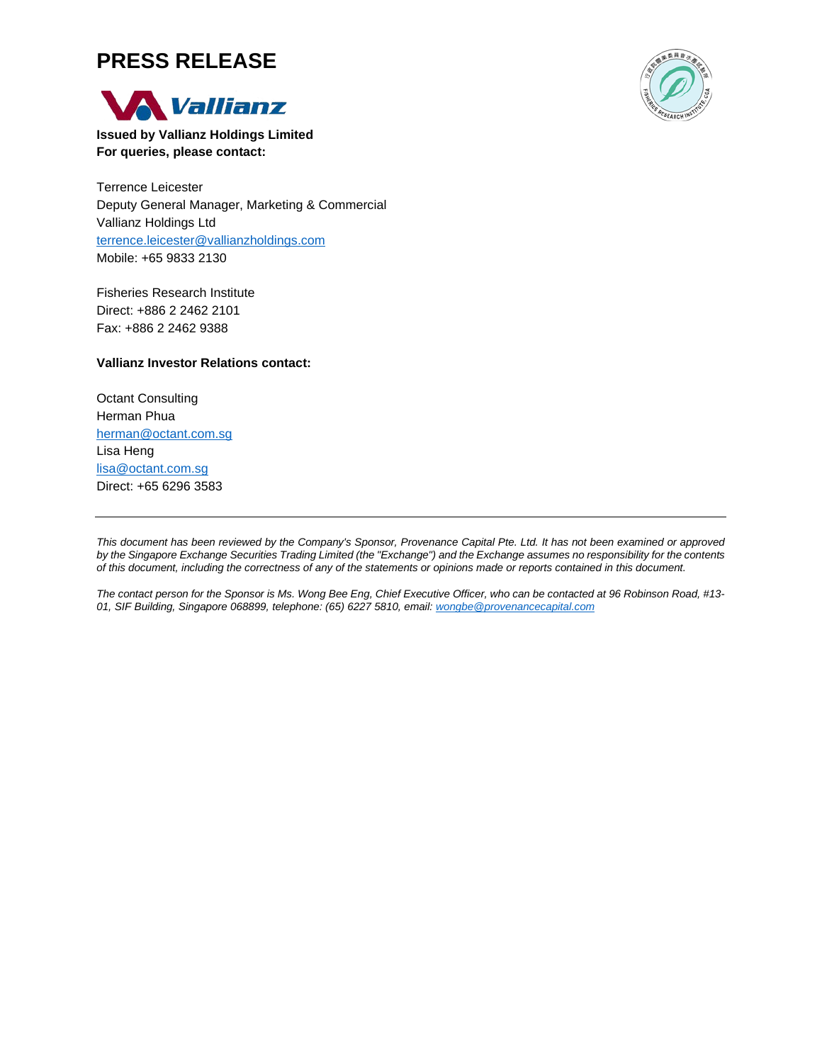# PRESS RELEASE

**Issued by Vallianz Holdings Limited**
**For queries, please contact:**

Terrence Leicester
Deputy General Manager, Marketing & Commercial
Vallianz Holdings Ltd
terrence.leicester@vallianzholdings.com
Mobile: +65 9833 2130

Fisheries Research Institute
Direct: +886 2 2462 2101
Fax: +886 2 2462 9388

**Vallianz Investor Relations contact:**

Octant Consulting
Herman Phua
herman@octant.com.sg
Lisa Heng
lisa@octant.com.sg
Direct: +65 6296 3583

---

*This document has been reviewed by the Company's Sponsor, Provenance Capital Pte. Ltd. It has not been examined or approved by the Singapore Exchange Securities Trading Limited (the "Exchange") and the Exchange assumes no responsibility for the contents of this document, including the correctness of any of the statements or opinions made or reports contained in this document.*

*The contact person for the Sponsor is Ms. Wong Bee Eng, Chief Executive Officer, who can be contacted at 96 Robinson Road, #13-01, SIF Building, Singapore 068899, telephone: (65) 6227 5810, email: wongbe@provenancecapital.com*